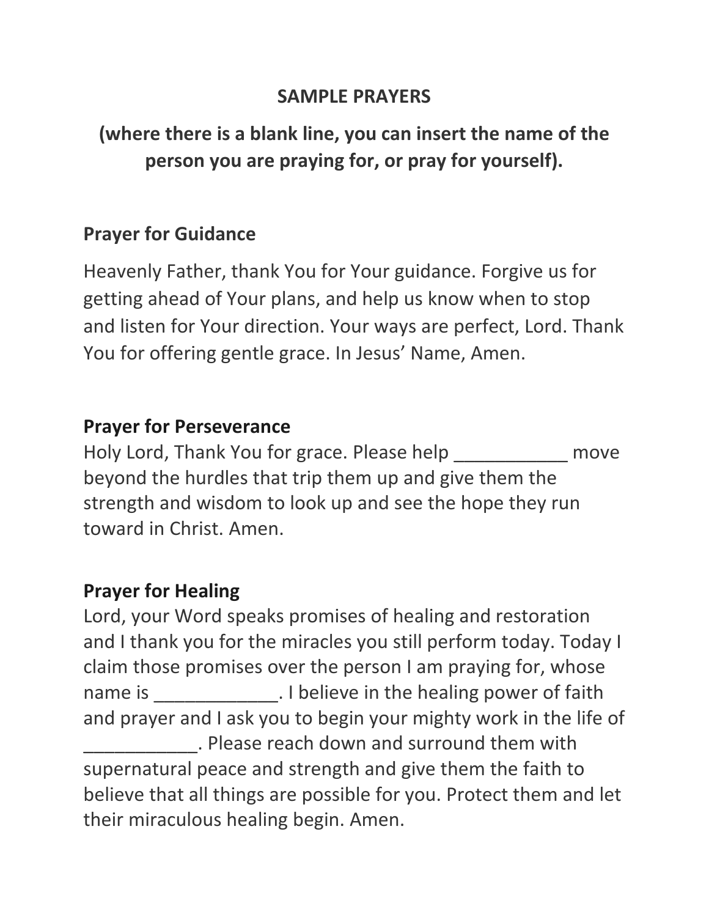# SAMPLE PRAYERS

**(where there is a blank line, you can insert the name of the person you are praying for, or pray for yourself).**

## Prayer for Guidance

Heavenly Father, thank You for Your guidance. Forgive us for getting ahead of Your plans, and help us know when to stop and listen for Your direction. Your ways are perfect, Lord. Thank You for offering gentle grace. In Jesus' Name, Amen.

## Prayer for Perseverance

Holy Lord, Thank You for grace. Please help ___________ move beyond the hurdles that trip them up and give them the strength and wisdom to look up and see the hope they run toward in Christ. Amen.

## Prayer for Healing

Lord, your Word speaks promises of healing and restoration and I thank you for the miracles you still perform today. Today I claim those promises over the person I am praying for, whose name is ____________. I believe in the healing power of faith and prayer and I ask you to begin your mighty work in the life of ___________. Please reach down and surround them with supernatural peace and strength and give them the faith to believe that all things are possible for you. Protect them and let their miraculous healing begin. Amen.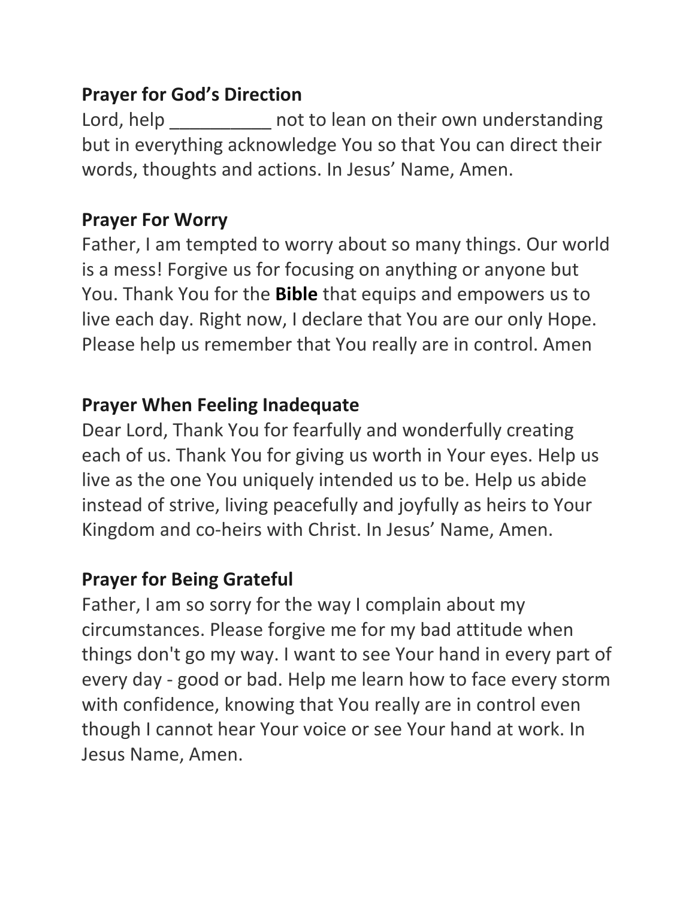**Prayer for God's Direction**

Lord, help __________ not to lean on their own understanding but in everything acknowledge You so that You can direct their words, thoughts and actions. In Jesus' Name, Amen.

**Prayer For Worry**

Father, I am tempted to worry about so many things. Our world is a mess! Forgive us for focusing on anything or anyone but You. Thank You for the **Bible** that equips and empowers us to live each day. Right now, I declare that You are our only Hope. Please help us remember that You really are in control. Amen

**Prayer When Feeling Inadequate**

Dear Lord, Thank You for fearfully and wonderfully creating each of us. Thank You for giving us worth in Your eyes. Help us live as the one You uniquely intended us to be. Help us abide instead of strive, living peacefully and joyfully as heirs to Your Kingdom and co-heirs with Christ. In Jesus' Name, Amen.

**Prayer for Being Grateful**

Father, I am so sorry for the way I complain about my circumstances. Please forgive me for my bad attitude when things don't go my way. I want to see Your hand in every part of every day - good or bad. Help me learn how to face every storm with confidence, knowing that You really are in control even though I cannot hear Your voice or see Your hand at work. In Jesus Name, Amen.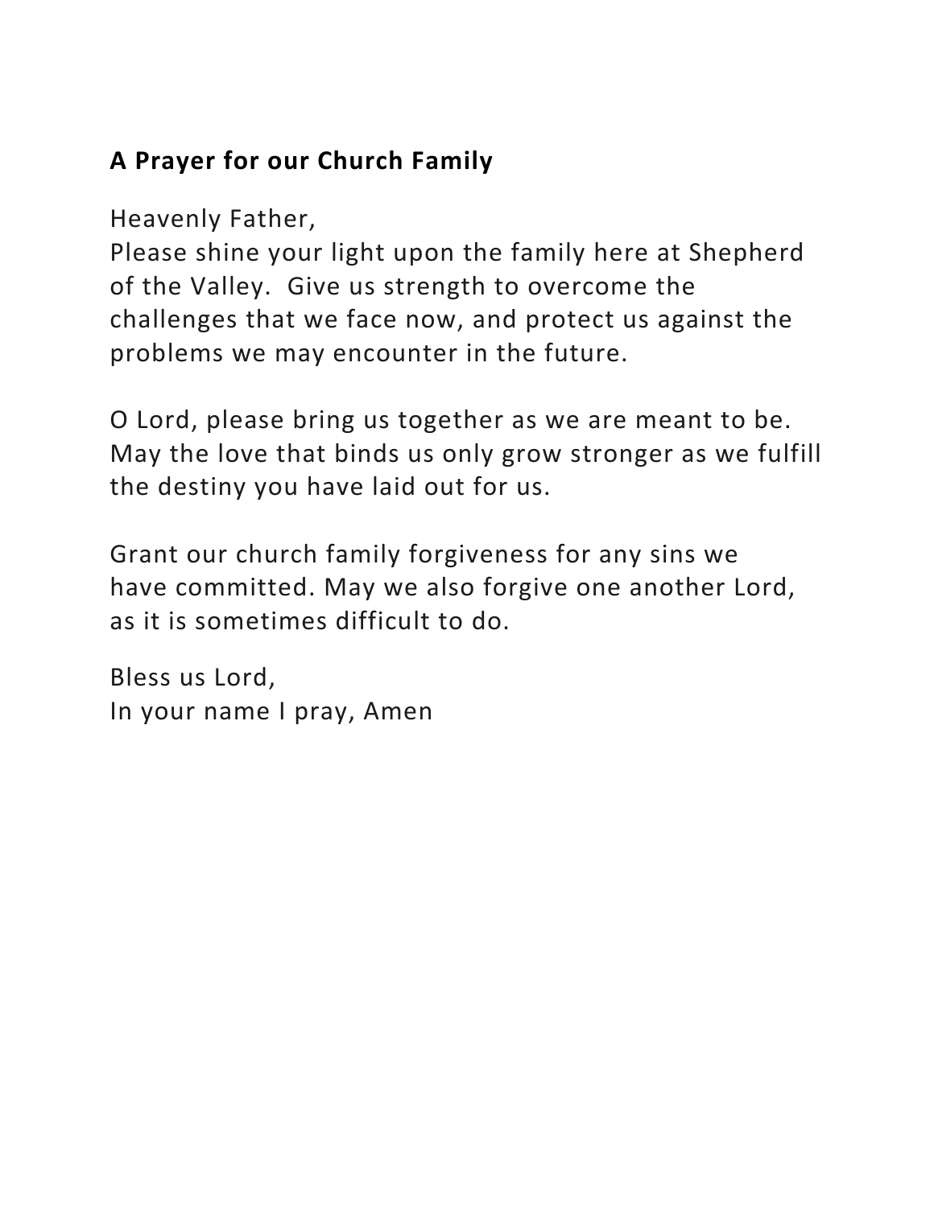**A Prayer for our Church Family**

Heavenly Father,
Please shine your light upon the family here at Shepherd of the Valley. Give us strength to overcome the challenges that we face now, and protect us against the problems we may encounter in the future.

O Lord, please bring us together as we are meant to be. May the love that binds us only grow stronger as we fulfill the destiny you have laid out for us.

Grant our church family forgiveness for any sins we have committed. May we also forgive one another Lord, as it is sometimes difficult to do.

Bless us Lord,
In your name I pray, Amen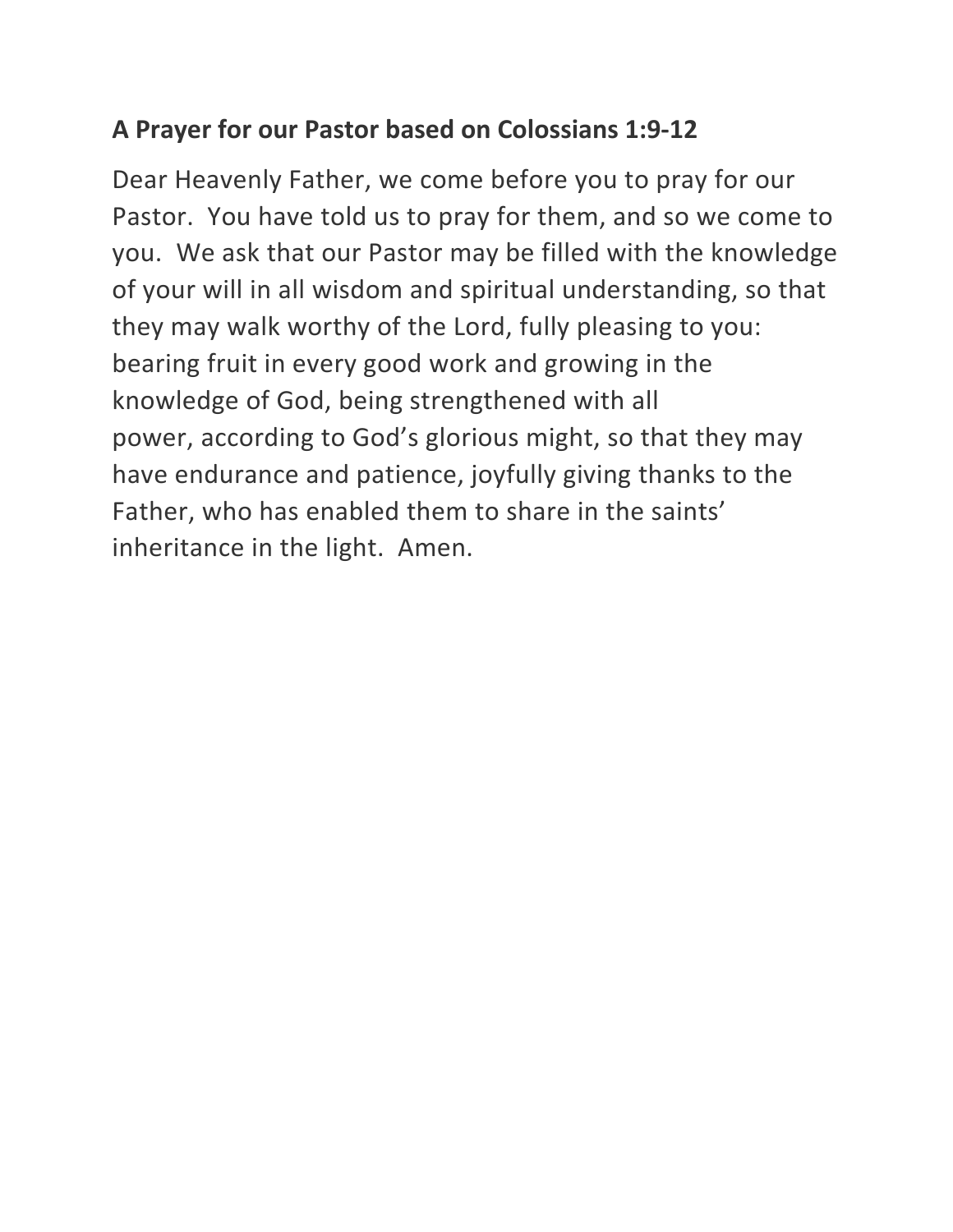**A Prayer for our Pastor based on Colossians 1:9-12**

Dear Heavenly Father, we come before you to pray for our Pastor. You have told us to pray for them, and so we come to you. We ask that our Pastor may be filled with the knowledge of your will in all wisdom and spiritual understanding, so that they may walk worthy of the Lord, fully pleasing to you: bearing fruit in every good work and growing in the knowledge of God, being strengthened with all power, according to God's glorious might, so that they may have endurance and patience, joyfully giving thanks to the Father, who has enabled them to share in the saints' inheritance in the light. Amen.